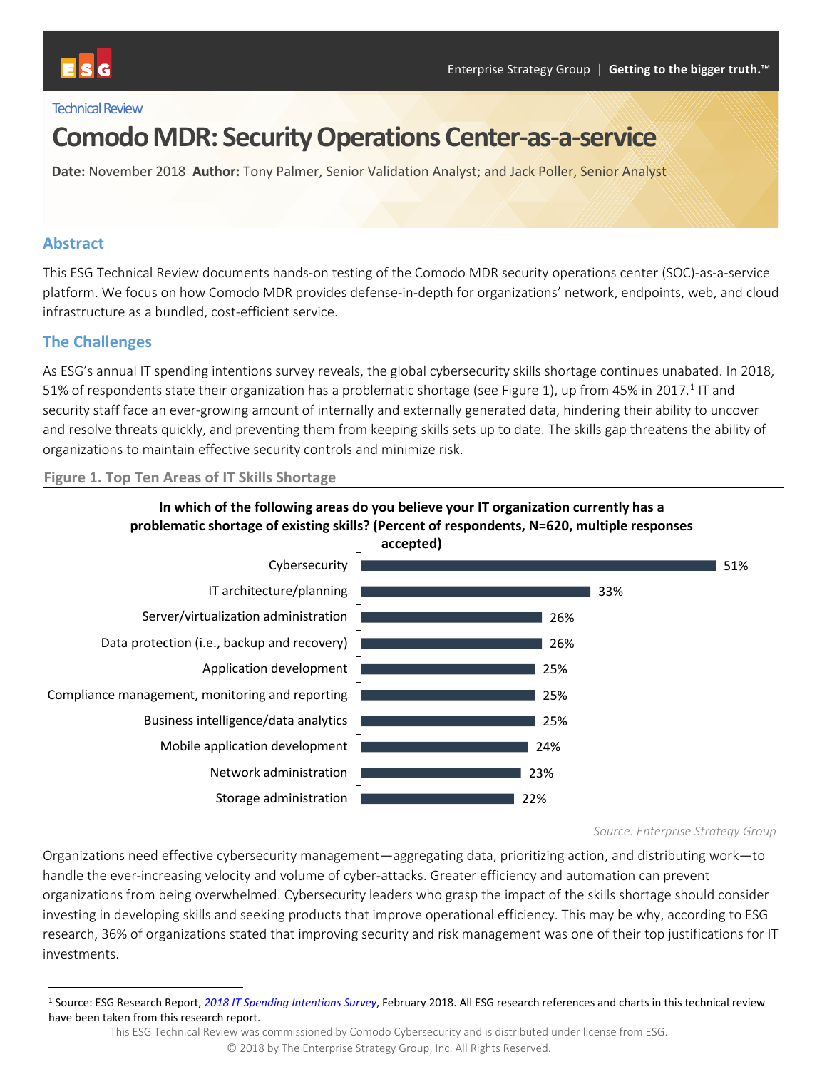Technical Review

# Comodo MDR: Security Operations Center-as-a-service

**Date:** November 2018 **Author:** Tony Palmer, Senior Validation Analyst; and Jack Poller, Senior Analyst

## Abstract

This ESG Technical Review documents hands-on testing of the Comodo MDR security operations center (SOC)-as-a-service platform. We focus on how Comodo MDR provides defense-in-depth for organizations' network, endpoints, web, and cloud infrastructure as a bundled, cost-efficient service.

## The Challenges

As ESG's annual IT spending intentions survey reveals, the global cybersecurity skills shortage continues unabated. In 2018, 51% of respondents state their organization has a problematic shortage (see Figure 1), up from 45% in 2017.[1] IT and security staff face an ever-growing amount of internally and externally generated data, hindering their ability to uncover and resolve threats quickly, and preventing them from keeping skills sets up to date. The skills gap threatens the ability of organizations to maintain effective security controls and minimize risk.

**Figure 1. Top Ten Areas of IT Skills Shortage**

**In which of the following areas do you believe your IT organization currently has a problematic shortage of existing skills? (Percent of respondents, N=620, multiple responses accepted)**

| Area | Percent of respondents |
|---|---|
| Cybersecurity | 51% |
| IT architecture/planning | 33% |
| Server/virtualization administration | 26% |
| Data protection (i.e., backup and recovery) | 26% |
| Application development | 25% |
| Compliance management, monitoring and reporting | 25% |
| Business intelligence/data analytics | 25% |
| Mobile application development | 24% |
| Network administration | 23% |
| Storage administration | 22% |

*Source: Enterprise Strategy Group*

Organizations need effective cybersecurity management—aggregating data, prioritizing action, and distributing work—to handle the ever-increasing velocity and volume of cyber-attacks. Greater efficiency and automation can prevent organizations from being overwhelmed. Cybersecurity leaders who grasp the impact of the skills shortage should consider investing in developing skills and seeking products that improve operational efficiency. This may be why, according to ESG research, 36% of organizations stated that improving security and risk management was one of their top justifications for IT investments.

[1] Source: ESG Research Report, *2018 IT Spending Intentions Survey*, February 2018. All ESG research references and charts in this technical review have been taken from this research report.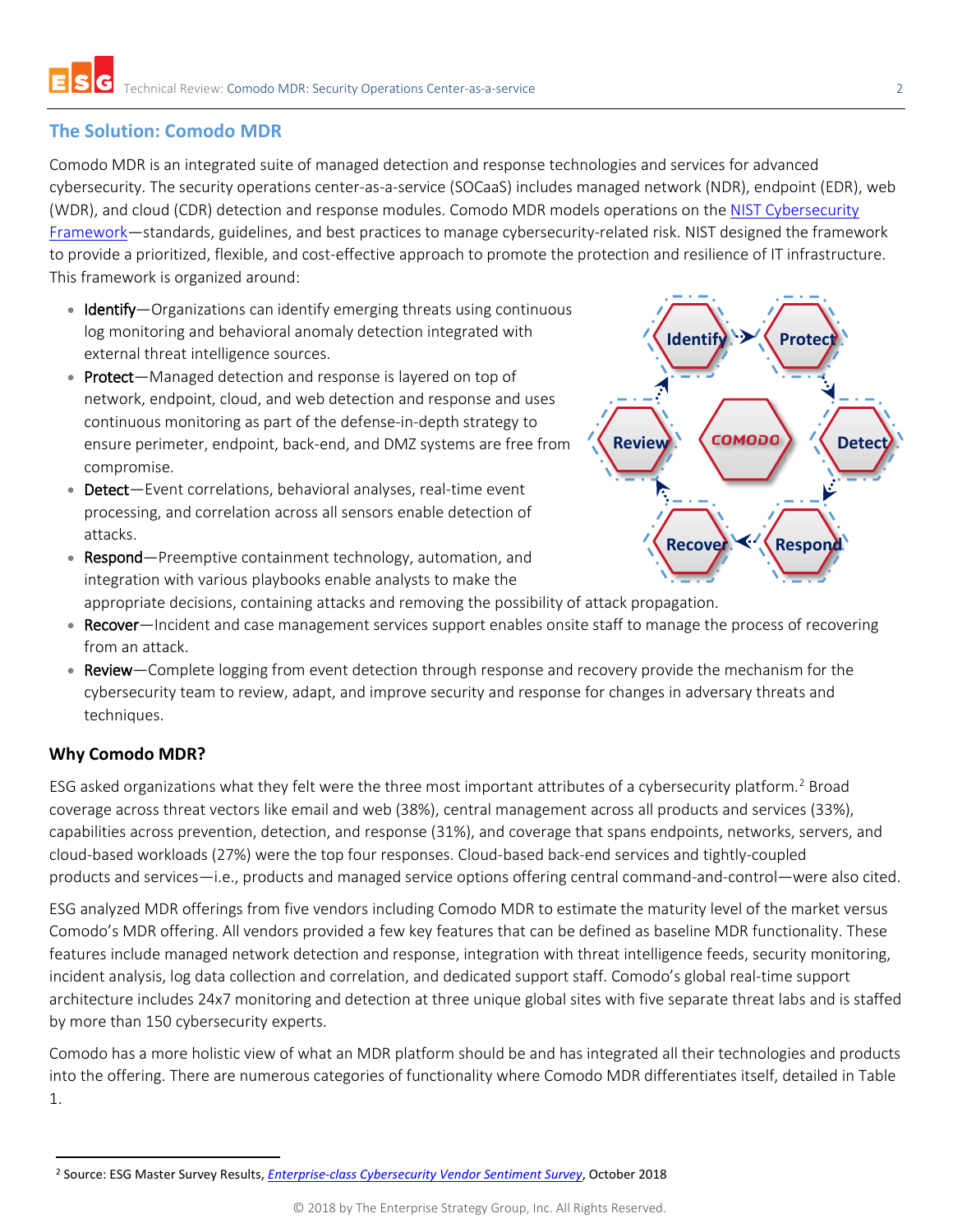## The Solution: Comodo MDR

Comodo MDR is an integrated suite of managed detection and response technologies and services for advanced cybersecurity. The security operations center-as-a-service (SOCaaS) includes managed network (NDR), endpoint (EDR), web (WDR), and cloud (CDR) detection and response modules. Comodo MDR models operations on the NIST Cybersecurity Framework—standards, guidelines, and best practices to manage cybersecurity-related risk. NIST designed the framework to provide a prioritized, flexible, and cost-effective approach to promote the protection and resilience of IT infrastructure. This framework is organized around:

- Identify—Organizations can identify emerging threats using continuous log monitoring and behavioral anomaly detection integrated with external threat intelligence sources.
- Protect—Managed detection and response is layered on top of network, endpoint, cloud, and web detection and response and uses continuous monitoring as part of the defense-in-depth strategy to ensure perimeter, endpoint, back-end, and DMZ systems are free from compromise.
- Detect—Event correlations, behavioral analyses, real-time event processing, and correlation across all sensors enable detection of attacks.
- Respond—Preemptive containment technology, automation, and integration with various playbooks enable analysts to make the appropriate decisions, containing attacks and removing the possibility of attack propagation.
- Recover—Incident and case management services support enables onsite staff to manage the process of recovering from an attack.
- Review—Complete logging from event detection through response and recovery provide the mechanism for the cybersecurity team to review, adapt, and improve security and response for changes in adversary threats and techniques.

### Why Comodo MDR?

ESG asked organizations what they felt were the three most important attributes of a cybersecurity platform.[2] Broad coverage across threat vectors like email and web (38%), central management across all products and services (33%), capabilities across prevention, detection, and response (31%), and coverage that spans endpoints, networks, servers, and cloud-based workloads (27%) were the top four responses. Cloud-based back-end services and tightly-coupled products and services—i.e., products and managed service options offering central command-and-control—were also cited.

ESG analyzed MDR offerings from five vendors including Comodo MDR to estimate the maturity level of the market versus Comodo's MDR offering. All vendors provided a few key features that can be defined as baseline MDR functionality. These features include managed network detection and response, integration with threat intelligence feeds, security monitoring, incident analysis, log data collection and correlation, and dedicated support staff. Comodo's global real-time support architecture includes 24x7 monitoring and detection at three unique global sites with five separate threat labs and is staffed by more than 150 cybersecurity experts.

Comodo has a more holistic view of what an MDR platform should be and has integrated all their technologies and products into the offering. There are numerous categories of functionality where Comodo MDR differentiates itself, detailed in Table 1.

[2] Source: ESG Master Survey Results, *Enterprise-class Cybersecurity Vendor Sentiment Survey*, October 2018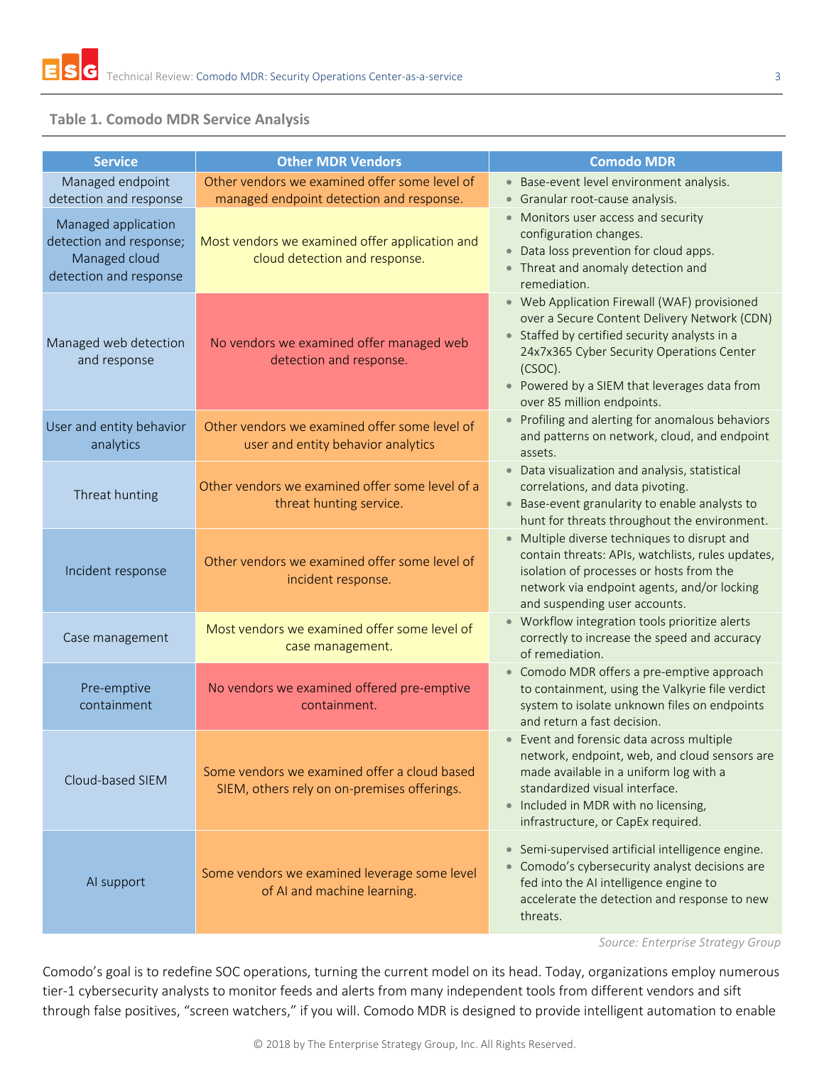**Table 1. Comodo MDR Service Analysis**

| Service | Other MDR Vendors | Comodo MDR |
|---|---|---|
| Managed endpoint detection and response | Other vendors we examined offer some level of managed endpoint detection and response. | • Base-event level environment analysis.<br>• Granular root-cause analysis. |
| Managed application detection and response; Managed cloud detection and response | Most vendors we examined offer application and cloud detection and response. | • Monitors user access and security configuration changes.<br>• Data loss prevention for cloud apps.<br>• Threat and anomaly detection and remediation. |
| Managed web detection and response | No vendors we examined offer managed web detection and response. | • Web Application Firewall (WAF) provisioned over a Secure Content Delivery Network (CDN)<br>• Staffed by certified security analysts in a 24x7x365 Cyber Security Operations Center (CSOC).<br>• Powered by a SIEM that leverages data from over 85 million endpoints. |
| User and entity behavior analytics | Other vendors we examined offer some level of user and entity behavior analytics | • Profiling and alerting for anomalous behaviors and patterns on network, cloud, and endpoint assets. |
| Threat hunting | Other vendors we examined offer some level of a threat hunting service. | • Data visualization and analysis, statistical correlations, and data pivoting.<br>• Base-event granularity to enable analysts to hunt for threats throughout the environment. |
| Incident response | Other vendors we examined offer some level of incident response. | • Multiple diverse techniques to disrupt and contain threats: APIs, watchlists, rules updates, isolation of processes or hosts from the network via endpoint agents, and/or locking and suspending user accounts. |
| Case management | Most vendors we examined offer some level of case management. | • Workflow integration tools prioritize alerts correctly to increase the speed and accuracy of remediation. |
| Pre-emptive containment | No vendors we examined offered pre-emptive containment. | • Comodo MDR offers a pre-emptive approach to containment, using the Valkyrie file verdict system to isolate unknown files on endpoints and return a fast decision. |
| Cloud-based SIEM | Some vendors we examined offer a cloud based SIEM, others rely on on-premises offerings. | • Event and forensic data across multiple network, endpoint, web, and cloud sensors are made available in a uniform log with a standardized visual interface.<br>• Included in MDR with no licensing, infrastructure, or CapEx required. |
| AI support | Some vendors we examined leverage some level of AI and machine learning. | • Semi-supervised artificial intelligence engine.<br>• Comodo's cybersecurity analyst decisions are fed into the AI intelligence engine to accelerate the detection and response to new threats. |

*Source: Enterprise Strategy Group*

Comodo's goal is to redefine SOC operations, turning the current model on its head. Today, organizations employ numerous tier-1 cybersecurity analysts to monitor feeds and alerts from many independent tools from different vendors and sift through false positives, "screen watchers," if you will. Comodo MDR is designed to provide intelligent automation to enable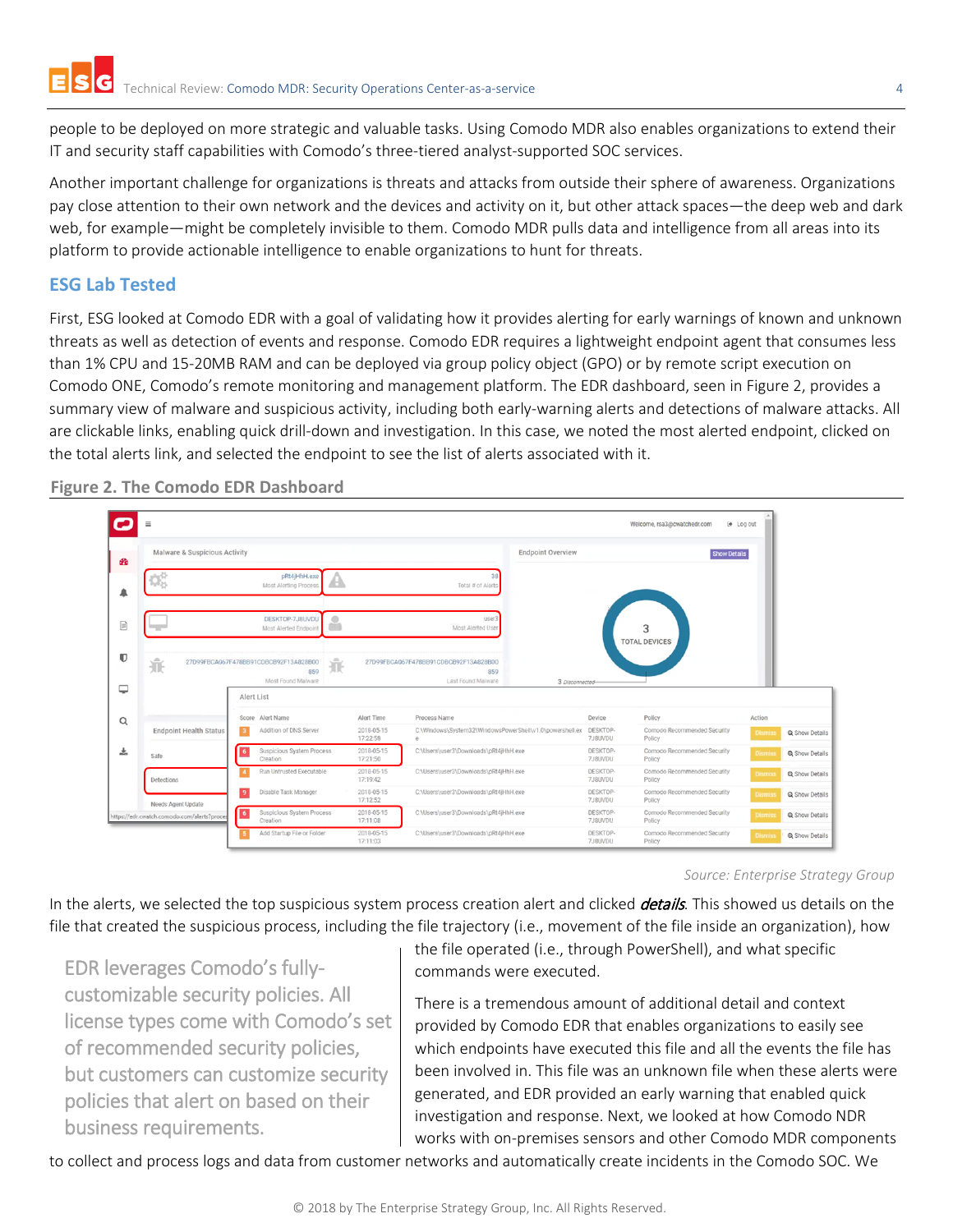people to be deployed on more strategic and valuable tasks. Using Comodo MDR also enables organizations to extend their IT and security staff capabilities with Comodo's three-tiered analyst-supported SOC services.

Another important challenge for organizations is threats and attacks from outside their sphere of awareness. Organizations pay close attention to their own network and the devices and activity on it, but other attack spaces—the deep web and dark web, for example—might be completely invisible to them. Comodo MDR pulls data and intelligence from all areas into its platform to provide actionable intelligence to enable organizations to hunt for threats.

## ESG Lab Tested

First, ESG looked at Comodo EDR with a goal of validating how it provides alerting for early warnings of known and unknown threats as well as detection of events and response. Comodo EDR requires a lightweight endpoint agent that consumes less than 1% CPU and 15-20MB RAM and can be deployed via group policy object (GPO) or by remote script execution on Comodo ONE, Comodo's remote monitoring and management platform. The EDR dashboard, seen in Figure 2, provides a summary view of malware and suspicious activity, including both early-warning alerts and detections of malware attacks. All are clickable links, enabling quick drill-down and investigation. In this case, we noted the most alerted endpoint, clicked on the total alerts link, and selected the endpoint to see the list of alerts associated with it.

**Figure 2. The Comodo EDR Dashboard**

*Source: Enterprise Strategy Group*

In the alerts, we selected the top suspicious system process creation alert and clicked ***details***. This showed us details on the file that created the suspicious process, including the file trajectory (i.e., movement of the file inside an organization), how the file operated (i.e., through PowerShell), and what specific commands were executed.

> EDR leverages Comodo's fully-customizable security policies. All license types come with Comodo's set of recommended security policies, but customers can customize security policies that alert on based on their business requirements.

There is a tremendous amount of additional detail and context provided by Comodo EDR that enables organizations to easily see which endpoints have executed this file and all the events the file has been involved in. This file was an unknown file when these alerts were generated, and EDR provided an early warning that enabled quick investigation and response. Next, we looked at how Comodo NDR works with on-premises sensors and other Comodo MDR components to collect and process logs and data from customer networks and automatically create incidents in the Comodo SOC. We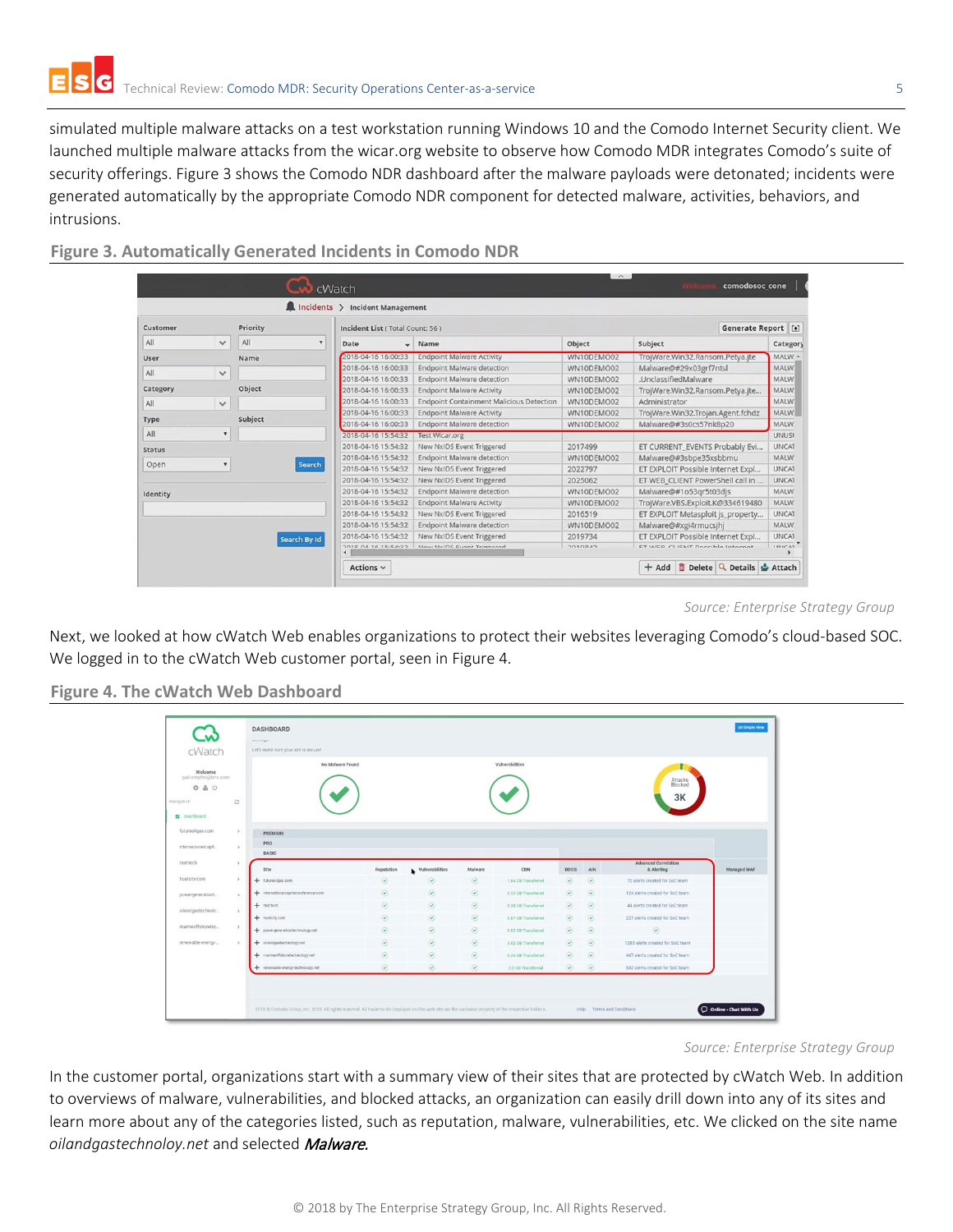simulated multiple malware attacks on a test workstation running Windows 10 and the Comodo Internet Security client. We launched multiple malware attacks from the wicar.org website to observe how Comodo MDR integrates Comodo's suite of security offerings. Figure 3 shows the Comodo NDR dashboard after the malware payloads were detonated; incidents were generated automatically by the appropriate Comodo NDR component for detected malware, activities, behaviors, and intrusions.

**Figure 3. Automatically Generated Incidents in Comodo NDR**

*Source: Enterprise Strategy Group*

Next, we looked at how cWatch Web enables organizations to protect their websites leveraging Comodo's cloud-based SOC. We logged in to the cWatch Web customer portal, seen in Figure 4.

**Figure 4. The cWatch Web Dashboard**

*Source: Enterprise Strategy Group*

In the customer portal, organizations start with a summary view of their sites that are protected by cWatch Web. In addition to overviews of malware, vulnerabilities, and blocked attacks, an organization can easily drill down into any of its sites and learn more about any of the categories listed, such as reputation, malware, vulnerabilities, etc. We clicked on the site name *oilandgastechnoloy.net* and selected ***Malware***.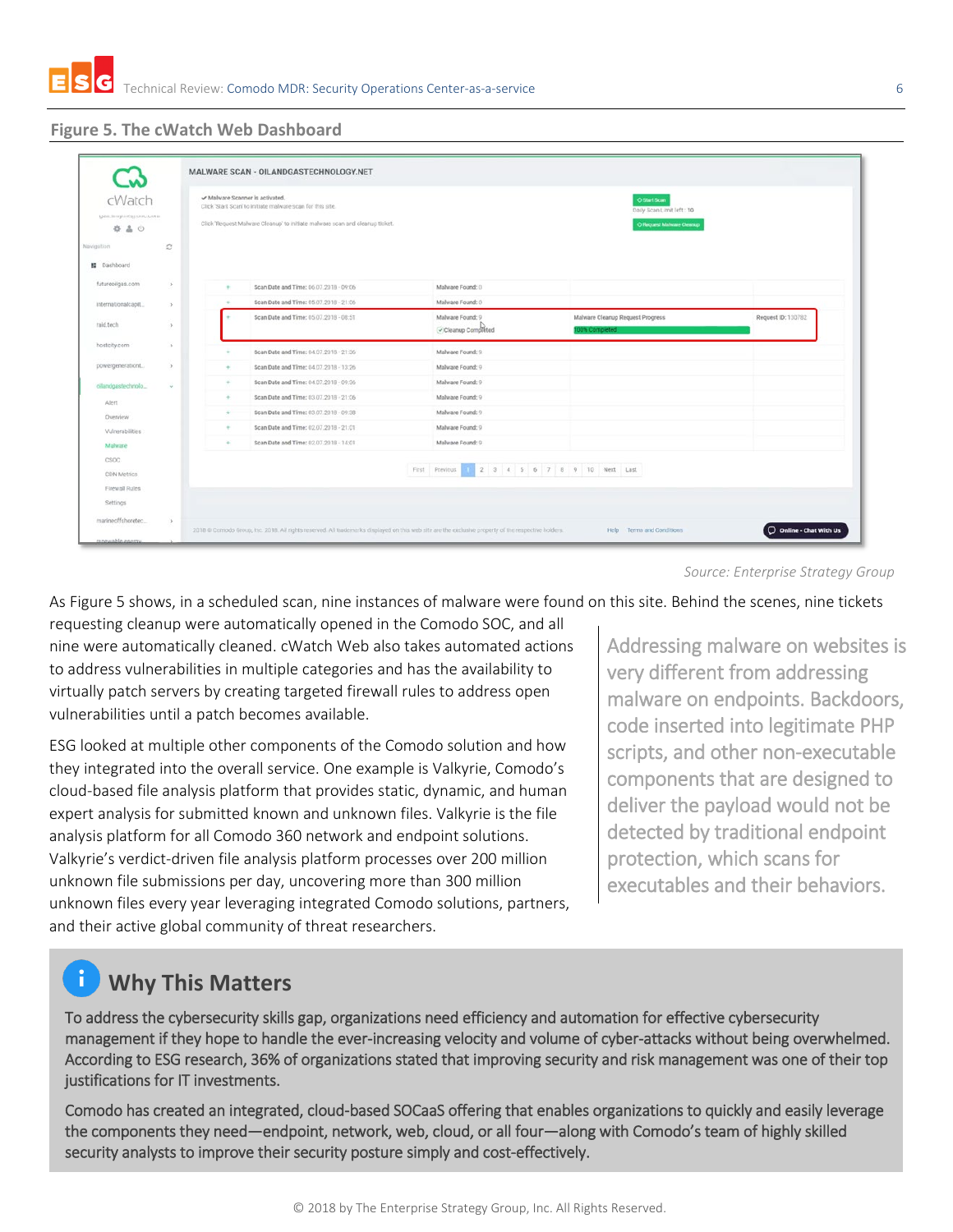## Figure 5. The cWatch Web Dashboard

*Source: Enterprise Strategy Group*

As Figure 5 shows, in a scheduled scan, nine instances of malware were found on this site. Behind the scenes, nine tickets requesting cleanup were automatically opened in the Comodo SOC, and all nine were automatically cleaned. cWatch Web also takes automated actions to address vulnerabilities in multiple categories and has the availability to virtually patch servers by creating targeted firewall rules to address open vulnerabilities until a patch becomes available.

> Addressing malware on websites is very different from addressing malware on endpoints. Backdoors, code inserted into legitimate PHP scripts, and other non-executable components that are designed to deliver the payload would not be detected by traditional endpoint protection, which scans for executables and their behaviors.

ESG looked at multiple other components of the Comodo solution and how they integrated into the overall service. One example is Valkyrie, Comodo's cloud-based file analysis platform that provides static, dynamic, and human expert analysis for submitted known and unknown files. Valkyrie is the file analysis platform for all Comodo 360 network and endpoint solutions. Valkyrie's verdict-driven file analysis platform processes over 200 million unknown file submissions per day, uncovering more than 300 million unknown files every year leveraging integrated Comodo solutions, partners, and their active global community of threat researchers.

## Why This Matters

To address the cybersecurity skills gap, organizations need efficiency and automation for effective cybersecurity management if they hope to handle the ever-increasing velocity and volume of cyber-attacks without being overwhelmed. According to ESG research, 36% of organizations stated that improving security and risk management was one of their top justifications for IT investments.

Comodo has created an integrated, cloud-based SOCaaS offering that enables organizations to quickly and easily leverage the components they need—endpoint, network, web, cloud, or all four—along with Comodo's team of highly skilled security analysts to improve their security posture simply and cost-effectively.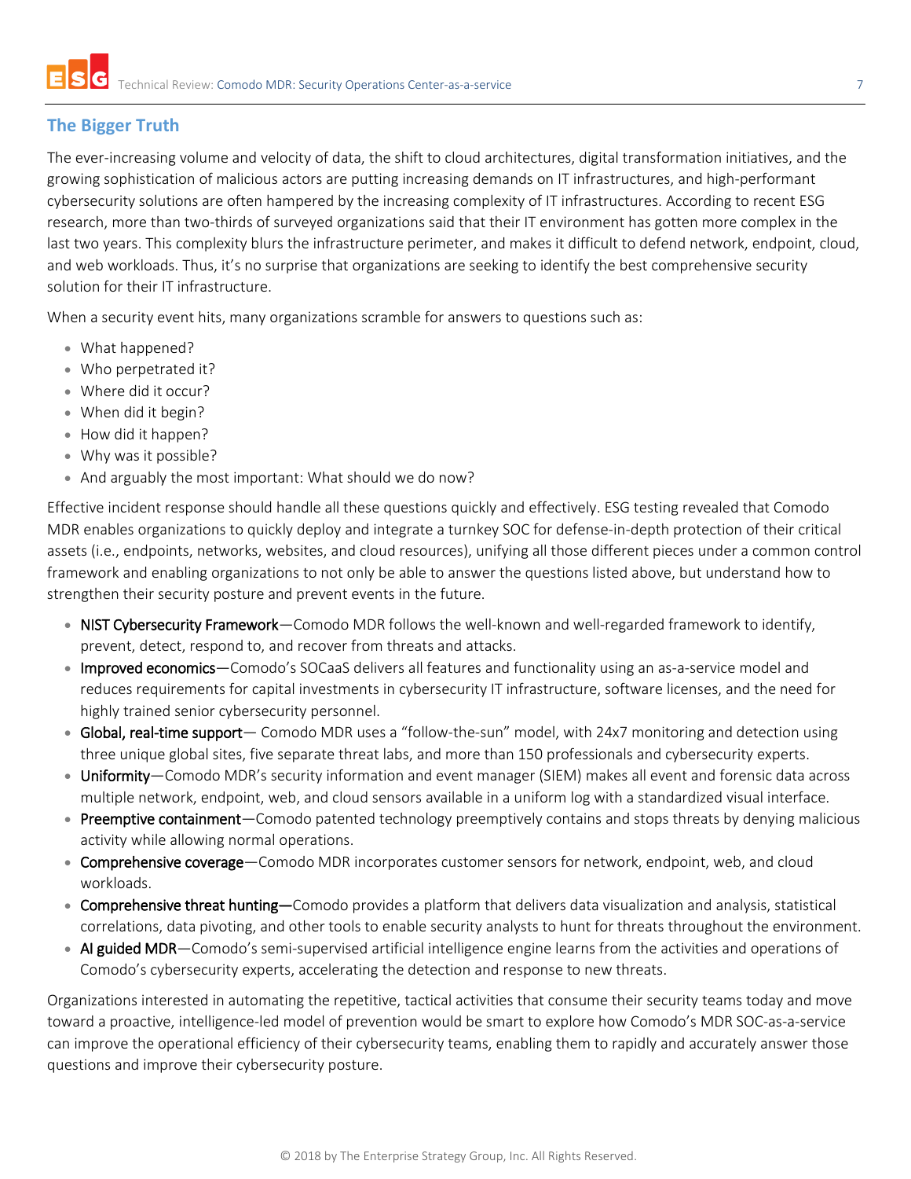## The Bigger Truth

The ever-increasing volume and velocity of data, the shift to cloud architectures, digital transformation initiatives, and the growing sophistication of malicious actors are putting increasing demands on IT infrastructures, and high-performant cybersecurity solutions are often hampered by the increasing complexity of IT infrastructures. According to recent ESG research, more than two-thirds of surveyed organizations said that their IT environment has gotten more complex in the last two years. This complexity blurs the infrastructure perimeter, and makes it difficult to defend network, endpoint, cloud, and web workloads. Thus, it's no surprise that organizations are seeking to identify the best comprehensive security solution for their IT infrastructure.

When a security event hits, many organizations scramble for answers to questions such as:

- What happened?
- Who perpetrated it?
- Where did it occur?
- When did it begin?
- How did it happen?
- Why was it possible?
- And arguably the most important: What should we do now?

Effective incident response should handle all these questions quickly and effectively. ESG testing revealed that Comodo MDR enables organizations to quickly deploy and integrate a turnkey SOC for defense-in-depth protection of their critical assets (i.e., endpoints, networks, websites, and cloud resources), unifying all those different pieces under a common control framework and enabling organizations to not only be able to answer the questions listed above, but understand how to strengthen their security posture and prevent events in the future.

- NIST Cybersecurity Framework—Comodo MDR follows the well-known and well-regarded framework to identify, prevent, detect, respond to, and recover from threats and attacks.
- Improved economics—Comodo's SOCaaS delivers all features and functionality using an as-a-service model and reduces requirements for capital investments in cybersecurity IT infrastructure, software licenses, and the need for highly trained senior cybersecurity personnel.
- Global, real-time support— Comodo MDR uses a "follow-the-sun" model, with 24x7 monitoring and detection using three unique global sites, five separate threat labs, and more than 150 professionals and cybersecurity experts.
- Uniformity—Comodo MDR's security information and event manager (SIEM) makes all event and forensic data across multiple network, endpoint, web, and cloud sensors available in a uniform log with a standardized visual interface.
- Preemptive containment—Comodo patented technology preemptively contains and stops threats by denying malicious activity while allowing normal operations.
- Comprehensive coverage—Comodo MDR incorporates customer sensors for network, endpoint, web, and cloud workloads.
- Comprehensive threat hunting—Comodo provides a platform that delivers data visualization and analysis, statistical correlations, data pivoting, and other tools to enable security analysts to hunt for threats throughout the environment.
- AI guided MDR—Comodo's semi-supervised artificial intelligence engine learns from the activities and operations of Comodo's cybersecurity experts, accelerating the detection and response to new threats.

Organizations interested in automating the repetitive, tactical activities that consume their security teams today and move toward a proactive, intelligence-led model of prevention would be smart to explore how Comodo's MDR SOC-as-a-service can improve the operational efficiency of their cybersecurity teams, enabling them to rapidly and accurately answer those questions and improve their cybersecurity posture.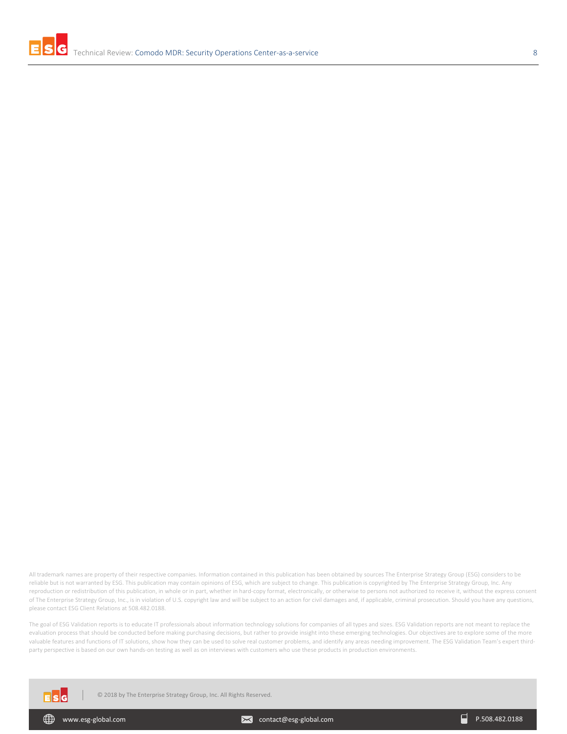All trademark names are property of their respective companies. Information contained in this publication has been obtained by sources The Enterprise Strategy Group (ESG) considers to be reliable but is not warranted by ESG. This publication may contain opinions of ESG, which are subject to change. This publication is copyrighted by The Enterprise Strategy Group, Inc. Any reproduction or redistribution of this publication, in whole or in part, whether in hard-copy format, electronically, or otherwise to persons not authorized to receive it, without the express consent of The Enterprise Strategy Group, Inc., is in violation of U.S. copyright law and will be subject to an action for civil damages and, if applicable, criminal prosecution. Should you have any questions, please contact ESG Client Relations at 508.482.0188.

The goal of ESG Validation reports is to educate IT professionals about information technology solutions for companies of all types and sizes. ESG Validation reports are not meant to replace the evaluation process that should be conducted before making purchasing decisions, but rather to provide insight into these emerging technologies. Our objectives are to explore some of the more valuable features and functions of IT solutions, show how they can be used to solve real customer problems, and identify any areas needing improvement. The ESG Validation Team's expert third-party perspective is based on our own hands-on testing as well as on interviews with customers who use these products in production environments.

© 2018 by The Enterprise Strategy Group, Inc. All Rights Reserved.

www.esg-global.com contact@esg-global.com P.508.482.0188